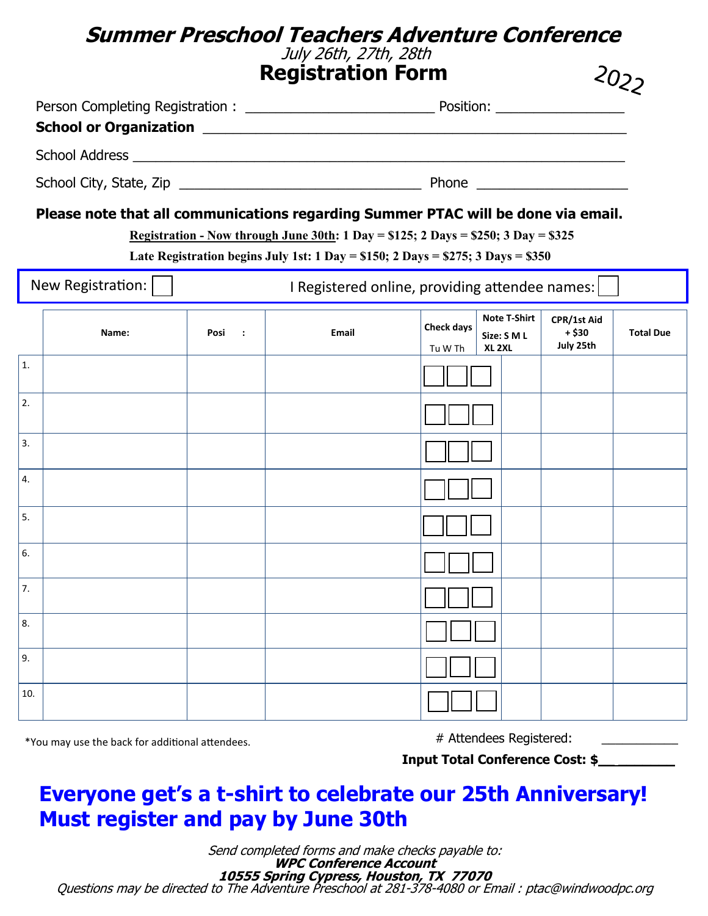# Summer Preschool Teachers Adventure Conference

*July 26th, 27th, 28th*

## Registration Form

2022

Person Completing Registration : ________________________ Position: ________________

**School or Organization** ______________________________________________

School Address ______________________________________________

School City, State, Zip ______________________________ Phone ________________

**Please note that all communications regarding Summer PTAC will be done via email.**

**Registration - Now through June 30th: 1 Day = $125; 2 Days = $250; 3 Day = $325**

**Late Registration begins July 1st: 1 Day = $150; 2 Days = $275; 3 Days = $350**

New Registration: ☐ I Registered online, providing attendee names: ☐

| | Name: | Posi : | Email | Check days Tu W Th | Note T-Shirt Size: S M L XL 2XL | CPR/1st Aid + $30 July 25th | Total Due |
|---|---|---|---|---|---|---|---|
| 1. | | | | ☐☐☐ | | | |
| 2. | | | | ☐☐☐ | | | |
| 3. | | | | ☐☐☐ | | | |
| 4. | | | | ☐☐☐ | | | |
| 5. | | | | ☐☐☐ | | | |
| 6. | | | | ☐☐☐ | | | |
| 7. | | | | ☐☐☐ | | | |
| 8. | | | | ☐☐☐ | | | |
| 9. | | | | ☐☐☐ | | | |
| 10. | | | | ☐☐☐ | | | |

*You may use the back for additional attendees.

\# Attendees Registered: ___________

**Input Total Conference Cost: $__________**

## Everyone get's a t-shirt to celebrate our 25th Anniversary! Must register and pay by June 30th

*Send completed forms and make checks payable to:*

***WPC Conference Account***

***10555 Spring Cypress, Houston, TX 77070***

*Questions may be directed to The Adventure Preschool at 281-378-4080 or Email : ptac@windwoodpc.org*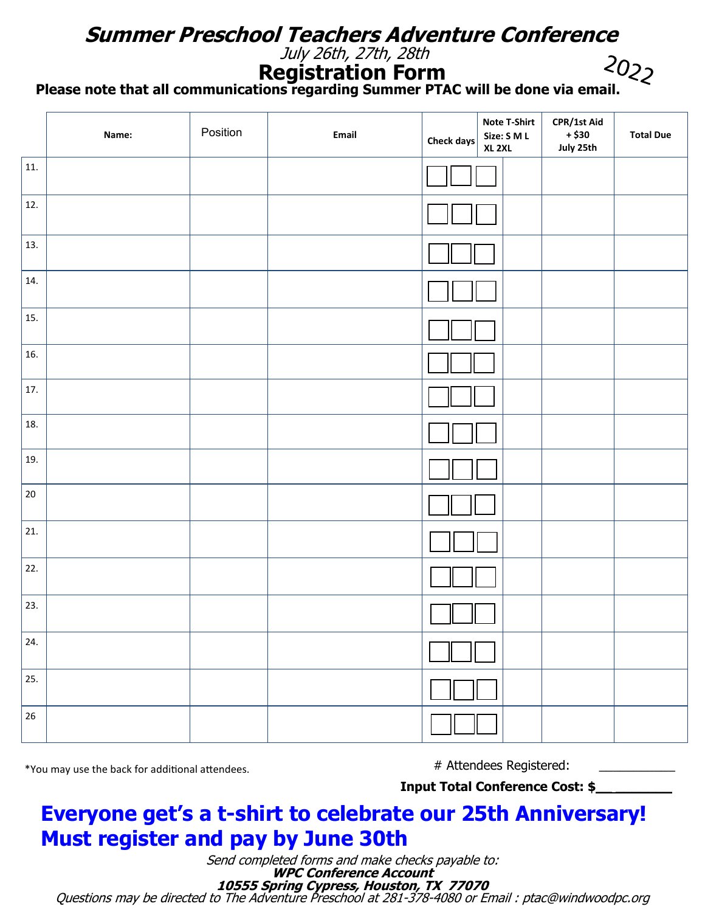# Summer Preschool Teachers Adventure Conference

*July 26th, 27th, 28th*

## Registration Form

2022

**Please note that all communications regarding Summer PTAC will be done via email.**

| | Name: | Position | Email | Check days | Note T-Shirt Size: S M L XL 2XL | CPR/1st Aid + $30 July 25th | Total Due |
|---|---|---|---|---|---|---|---|
| 11. | | | | ☐☐☐ | | | |
| 12. | | | | ☐☐☐ | | | |
| 13. | | | | ☐☐☐ | | | |
| 14. | | | | ☐☐☐ | | | |
| 15. | | | | ☐☐☐ | | | |
| 16. | | | | ☐☐☐ | | | |
| 17. | | | | ☐☐☐ | | | |
| 18. | | | | ☐☐☐ | | | |
| 19. | | | | ☐☐☐ | | | |
| 20 | | | | ☐☐☐ | | | |
| 21. | | | | ☐☐☐ | | | |
| 22. | | | | ☐☐☐ | | | |
| 23. | | | | ☐☐☐ | | | |
| 24. | | | | ☐☐☐ | | | |
| 25. | | | | ☐☐☐ | | | |
| 26 | | | | ☐☐☐ | | | |

*You may use the back for additional attendees.

# Attendees Registered: ___________

**Input Total Conference Cost: $__________**

**Everyone get's a t-shirt to celebrate our 25th Anniversary!**
**Must register and pay by June 30th**

*Send completed forms and make checks payable to:*
***WPC Conference Account***
***10555 Spring Cypress, Houston, TX 77070***
*Questions may be directed to The Adventure Preschool at 281-378-4080 or Email : ptac@windwoodpc.org*